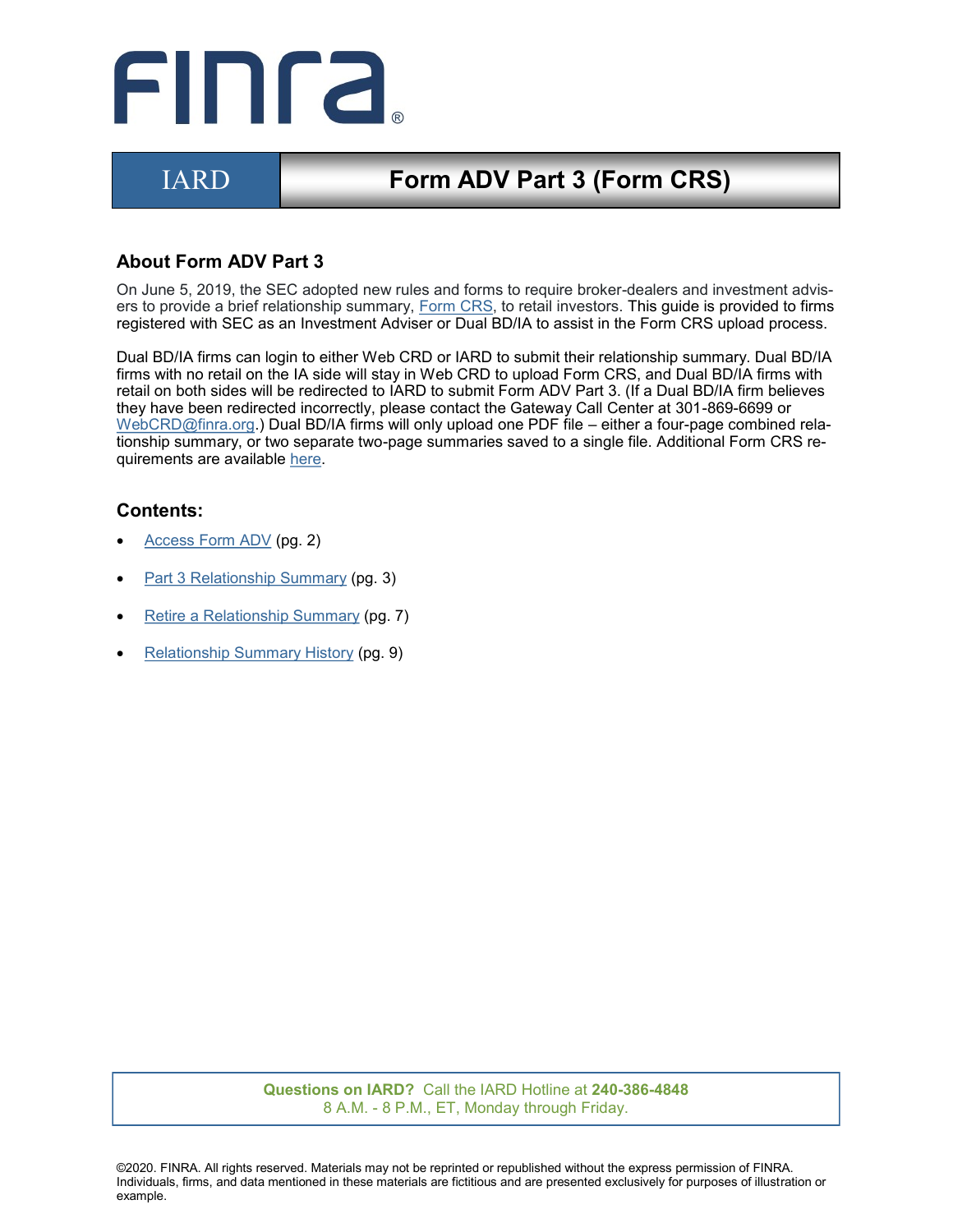# IARD — Form ADV Part 3 (Form CRS)

## About Form ADV Part 3

On June 5, 2019, the SEC adopted new rules and forms to require broker-dealers and investment advisers to provide a brief relationship summary, Form CRS, to retail investors. This guide is provided to firms registered with SEC as an Investment Adviser or Dual BD/IA to assist in the Form CRS upload process.

Dual BD/IA firms can login to either Web CRD or IARD to submit their relationship summary. Dual BD/IA firms with no retail on the IA side will stay in Web CRD to upload Form CRS, and Dual BD/IA firms with retail on both sides will be redirected to IARD to submit Form ADV Part 3. (If a Dual BD/IA firm believes they have been redirected incorrectly, please contact the Gateway Call Center at 301-869-6699 or WebCRD@finra.org.) Dual BD/IA firms will only upload one PDF file – either a four-page combined relationship summary, or two separate two-page summaries saved to a single file. Additional Form CRS requirements are available here.

## Contents:

- Access Form ADV (pg. 2)
- Part 3 Relationship Summary (pg. 3)
- Retire a Relationship Summary (pg. 7)
- Relationship Summary History (pg. 9)

**Questions on IARD?** Call the IARD Hotline at **240-386-4848**
8 A.M. - 8 P.M., ET, Monday through Friday.

©2020. FINRA. All rights reserved. Materials may not be reprinted or republished without the express permission of FINRA. Individuals, firms, and data mentioned in these materials are fictitious and are presented exclusively for purposes of illustration or example.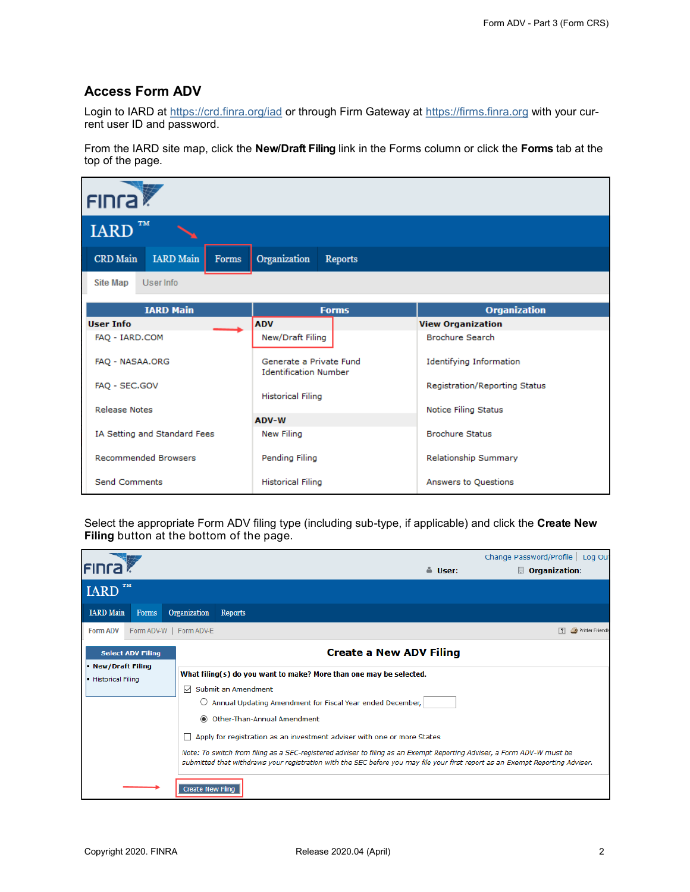## Access Form ADV

Login to IARD at https://crd.finra.org/iad or through Firm Gateway at https://firms.finra.org with your current user ID and password.

From the IARD site map, click the **New/Draft Filing** link in the Forms column or click the **Forms** tab at the top of the page.

Select the appropriate Form ADV filing type (including sub-type, if applicable) and click the **Create New Filing** button at the bottom of the page.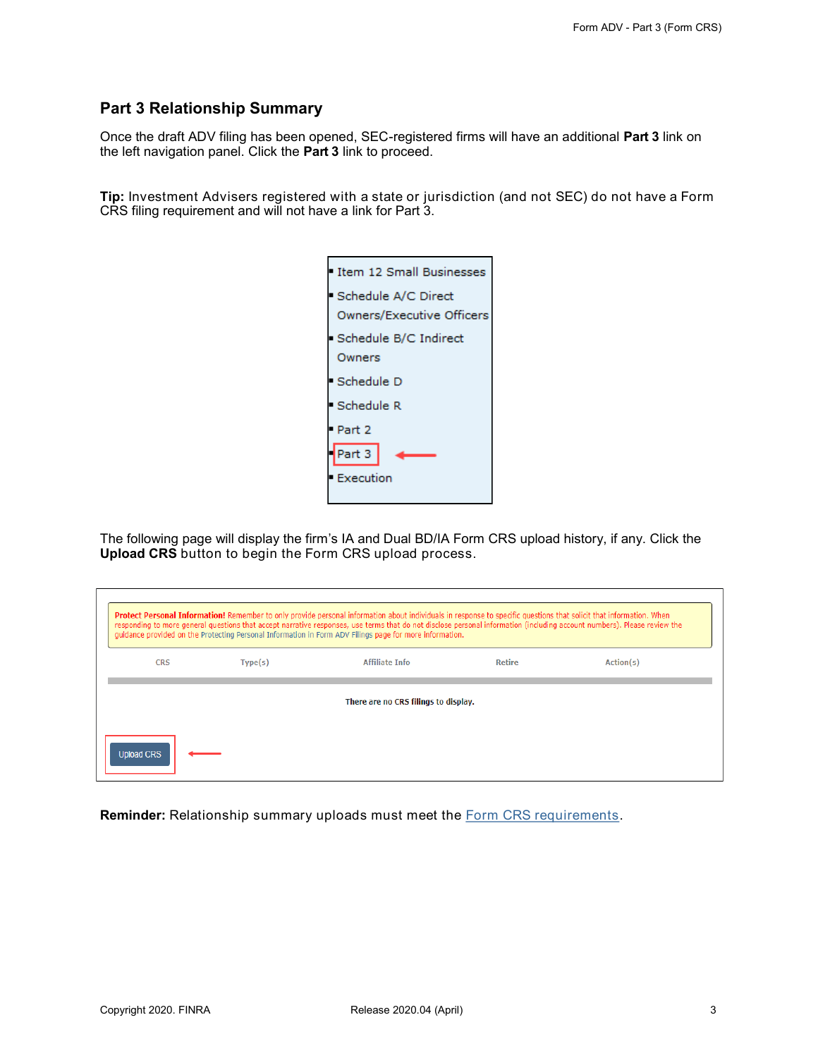## Part 3 Relationship Summary

Once the draft ADV filing has been opened, SEC-registered firms will have an additional **Part 3** link on the left navigation panel. Click the **Part 3** link to proceed.

**Tip:** Investment Advisers registered with a state or jurisdiction (and not SEC) do not have a Form CRS filing requirement and will not have a link for Part 3.

- Item 12 Small Businesses
- Schedule A/C Direct Owners/Executive Officers
- Schedule B/C Indirect Owners
- Schedule D
- Schedule R
- Part 2
- Part 3
- Execution

The following page will display the firm's IA and Dual BD/IA Form CRS upload history, if any. Click the **Upload CRS** button to begin the Form CRS upload process.

**Protect Personal Information!** Remember to only provide personal information about individuals in response to specific questions that solicit that information. When responding to more general questions that accept narrative responses, use terms that do not disclose personal information (including account numbers). Please review the guidance provided on the Protecting Personal Information in Form ADV Filings page for more information.

| CRS | Type(s) | Affiliate Info | Retire | Action(s) |
|---|---|---|---|---|
| | | There are no CRS filings to display. | | |

Upload CRS

**Reminder:** Relationship summary uploads must meet the Form CRS requirements.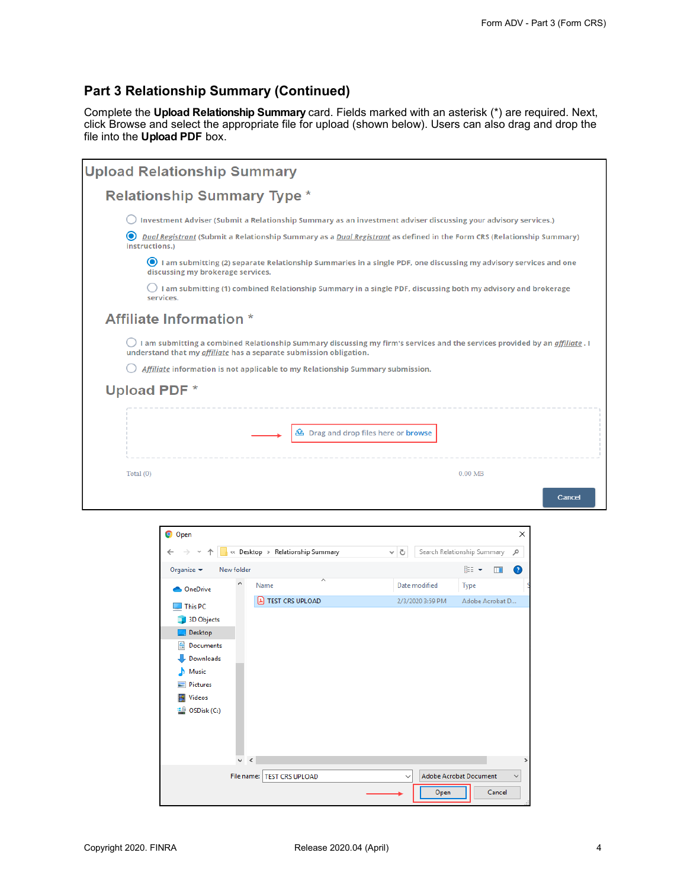## Part 3 Relationship Summary (Continued)

Complete the **Upload Relationship Summary** card. Fields marked with an asterisk (*) are required. Next, click Browse and select the appropriate file for upload (shown below). Users can also drag and drop the file into the **Upload PDF** box.

Upload Relationship Summary

Relationship Summary Type *

- Investment Adviser (Submit a Relationship Summary as an investment adviser discussing your advisory services.)
- *Dual Registrant* (Submit a Relationship Summary as a *Dual Registrant* as defined in the Form CRS (Relationship Summary) instructions.)
  - I am submitting (2) separate Relationship Summaries in a single PDF, one discussing my advisory services and one discussing my brokerage services.
  - I am submitting (1) combined Relationship Summary in a single PDF, discussing both my advisory and brokerage services.

Affiliate Information *

- I am submitting a combined Relationship Summary discussing my firm's services and the services provided by an *affiliate*. I understand that my *affiliate* has a separate submission obligation.
- *Affiliate* information is not applicable to my Relationship Summary submission.

Upload PDF *

Drag and drop files here or browse

Total (0) 0.00 MB

Cancel

Open

Desktop > Relationship Summary

Search Relationship Summary

Organize New folder

OneDrive, This PC, 3D Objects, Desktop, Documents, Downloads, Music, Pictures, Videos, OSDisk (C:)

| Name | Date modified | Type |
| --- | --- | --- |
| TEST CRS UPLOAD | 2/3/2020 3:59 PM | Adobe Acrobat D... |

File name: TEST CRS UPLOAD Adobe Acrobat Document

Open Cancel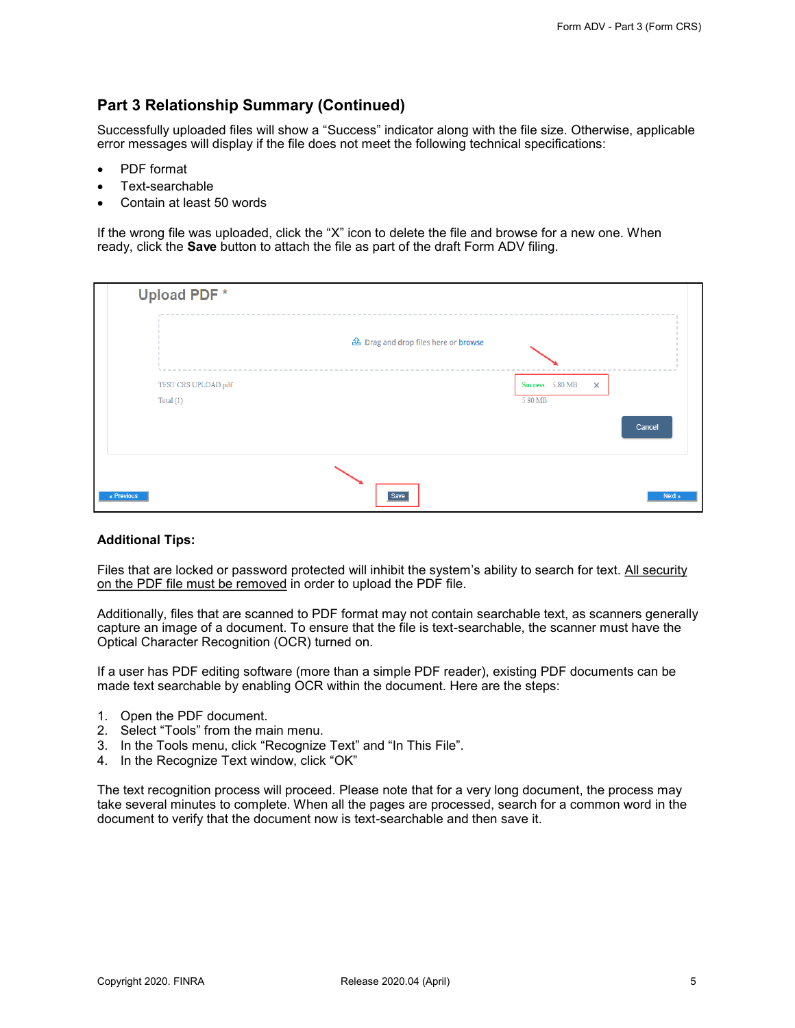## Part 3 Relationship Summary (Continued)

Successfully uploaded files will show a "Success" indicator along with the file size. Otherwise, applicable error messages will display if the file does not meet the following technical specifications:

- PDF format
- Text-searchable
- Contain at least 50 words

If the wrong file was uploaded, click the "X" icon to delete the file and browse for a new one. When ready, click the **Save** button to attach the file as part of the draft Form ADV filing.

**Additional Tips:**

Files that are locked or password protected will inhibit the system's ability to search for text. All security on the PDF file must be removed in order to upload the PDF file.

Additionally, files that are scanned to PDF format may not contain searchable text, as scanners generally capture an image of a document. To ensure that the file is text-searchable, the scanner must have the Optical Character Recognition (OCR) turned on.

If a user has PDF editing software (more than a simple PDF reader), existing PDF documents can be made text searchable by enabling OCR within the document. Here are the steps:

1. Open the PDF document.
2. Select "Tools" from the main menu.
3. In the Tools menu, click "Recognize Text" and "In This File".
4. In the Recognize Text window, click "OK"

The text recognition process will proceed. Please note that for a very long document, the process may take several minutes to complete. When all the pages are processed, search for a common word in the document to verify that the document now is text-searchable and then save it.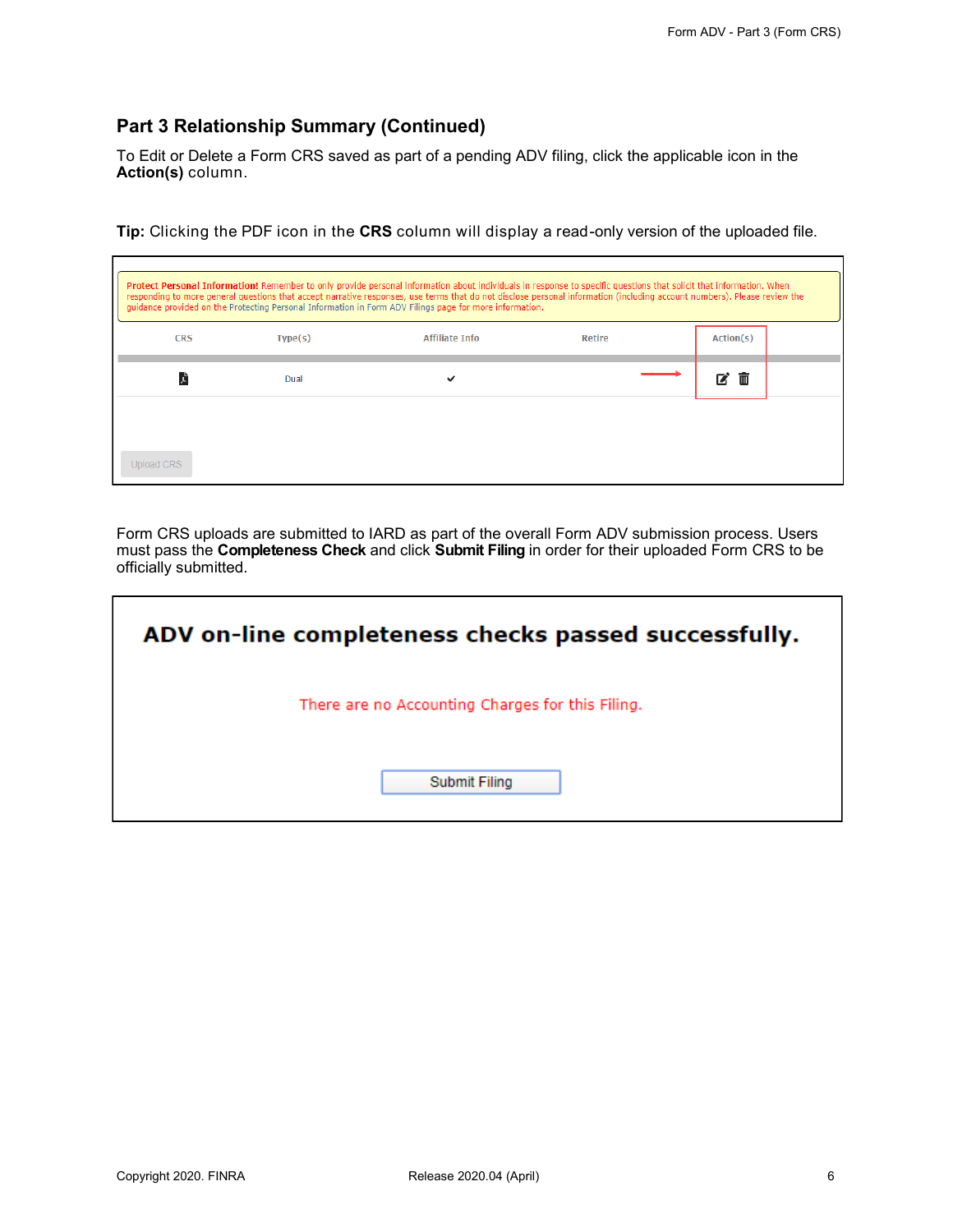## Part 3 Relationship Summary (Continued)

To Edit or Delete a Form CRS saved as part of a pending ADV filing, click the applicable icon in the **Action(s)** column.

**Tip:** Clicking the PDF icon in the **CRS** column will display a read-only version of the uploaded file.

**Protect Personal Information!** Remember to only provide personal information about individuals in response to specific questions that solicit that information. When responding to more general questions that accept narrative responses, use terms that do not disclose personal information (including account numbers). Please review the guidance provided on the Protecting Personal Information in Form ADV Filings page for more information.

| CRS | Type(s) | Affiliate Info | Retire | Action(s) |
|---|---|---|---|---|
| | Dual | ✔ | | |

Upload CRS

Form CRS uploads are submitted to IARD as part of the overall Form ADV submission process. Users must pass the **Completeness Check** and click **Submit Filing** in order for their uploaded Form CRS to be officially submitted.

**ADV on-line completeness checks passed successfully.**

There are no Accounting Charges for this Filing.

Submit Filing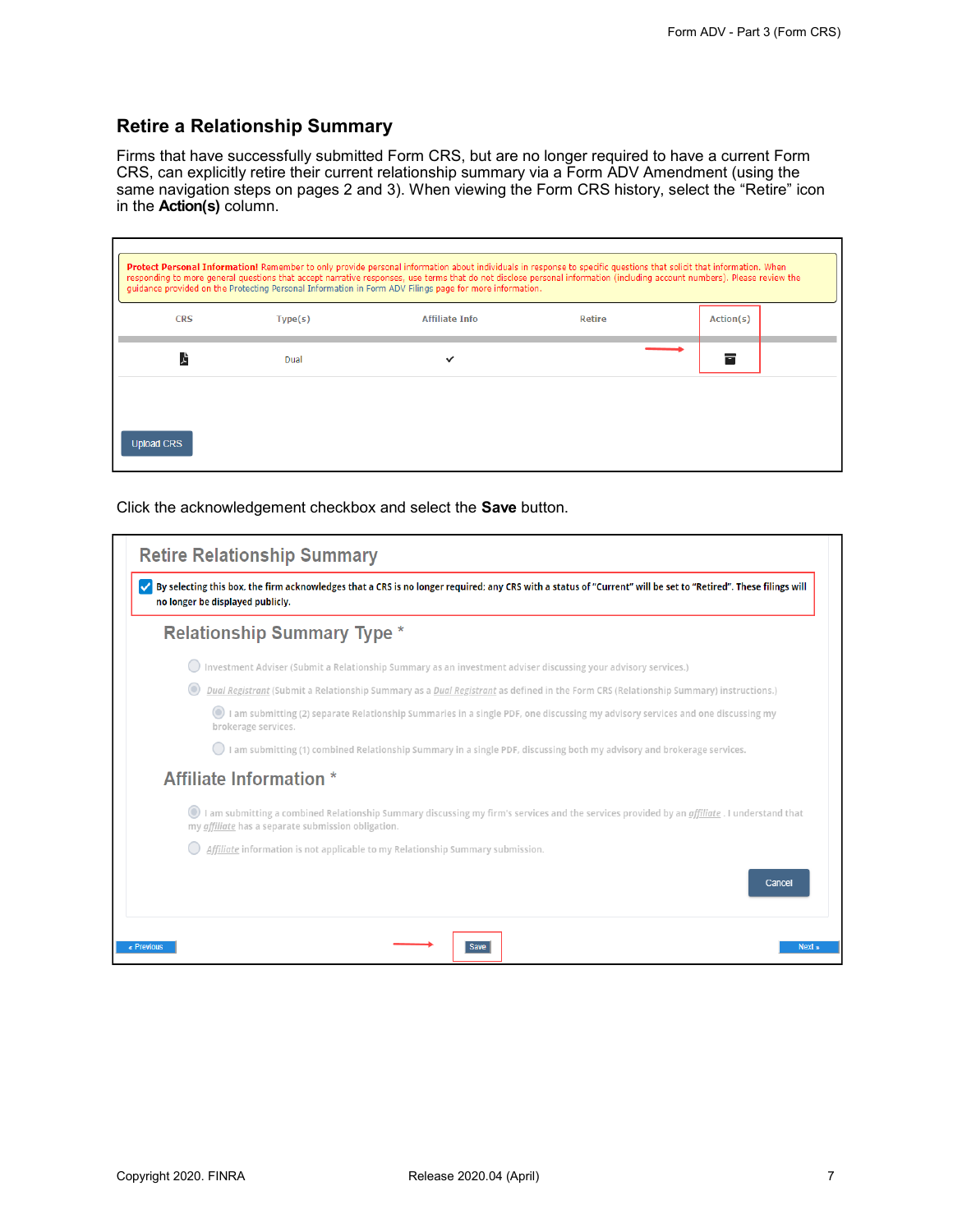## Retire a Relationship Summary

Firms that have successfully submitted Form CRS, but are no longer required to have a current Form CRS, can explicitly retire their current relationship summary via a Form ADV Amendment (using the same navigation steps on pages 2 and 3). When viewing the Form CRS history, select the "Retire" icon in the **Action(s)** column.

**Protect Personal Information!** Remember to only provide personal information about individuals in response to specific questions that solicit that information. When responding to more general questions that accept narrative responses, use terms that do not disclose personal information (including account numbers). Please review the guidance provided on the Protecting Personal Information in Form ADV Filings page for more information.

| CRS | Type(s) | Affiliate Info | Retire | Action(s) |
|---|---|---|---|---|
| | Dual | ✔ | | |

Upload CRS

Click the acknowledgement checkbox and select the **Save** button.

### Retire Relationship Summary

☑ By selecting this box, the firm acknowledges that a CRS is no longer required; any CRS with a status of "Current" will be set to "Retired". These filings will no longer be displayed publicly.

**Relationship Summary Type \***

- Investment Adviser (Submit a Relationship Summary as an investment adviser discussing your advisory services.)
- *Dual Registrant* (Submit a Relationship Summary as a *Dual Registrant* as defined in the Form CRS (Relationship Summary) instructions.)
  - I am submitting (2) separate Relationship Summaries in a single PDF, one discussing my advisory services and one discussing my brokerage services.
  - I am submitting (1) combined Relationship Summary in a single PDF, discussing both my advisory and brokerage services.

**Affiliate Information \***

- I am submitting a combined Relationship Summary discussing my firm's services and the services provided by an *affiliate*. I understand that my *affiliate* has a separate submission obligation.
- *Affiliate* information is not applicable to my Relationship Summary submission.

Cancel

« Previous | Save | Next »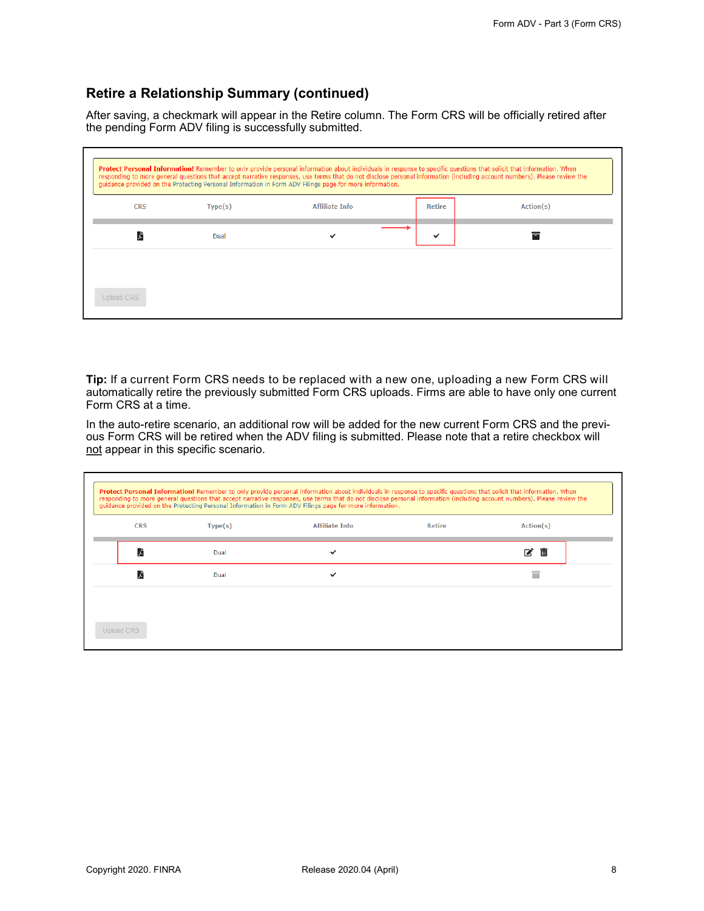## Retire a Relationship Summary (continued)

After saving, a checkmark will appear in the Retire column. The Form CRS will be officially retired after the pending Form ADV filing is successfully submitted.

**Protect Personal Information!** Remember to only provide personal information about individuals in response to specific questions that solicit that information. When responding to more general questions that accept narrative responses, use terms that do not disclose personal information (including account numbers). Please review the guidance provided on the Protecting Personal Information in Form ADV Filings page for more information.

| CRS | Type(s) | Affiliate Info | Retire | Action(s) |
|---|---|---|---|---|
| | Dual | ✓ | ✓ | |

Upload CRS

**Tip:** If a current Form CRS needs to be replaced with a new one, uploading a new Form CRS will automatically retire the previously submitted Form CRS uploads. Firms are able to have only one current Form CRS at a time.

In the auto-retire scenario, an additional row will be added for the new current Form CRS and the previous Form CRS will be retired when the ADV filing is submitted. Please note that a retire checkbox will not appear in this specific scenario.

**Protect Personal Information!** Remember to only provide personal information about individuals in response to specific questions that solicit that information. When responding to more general questions that accept narrative responses, use terms that do not disclose personal information (including account numbers). Please review the guidance provided on the Protecting Personal Information in Form ADV Filings page for more information.

| CRS | Type(s) | Affiliate Info | Retire | Action(s) |
|---|---|---|---|---|
| | Dual | ✓ | | |
| | Dual | ✓ | | |

Upload CRS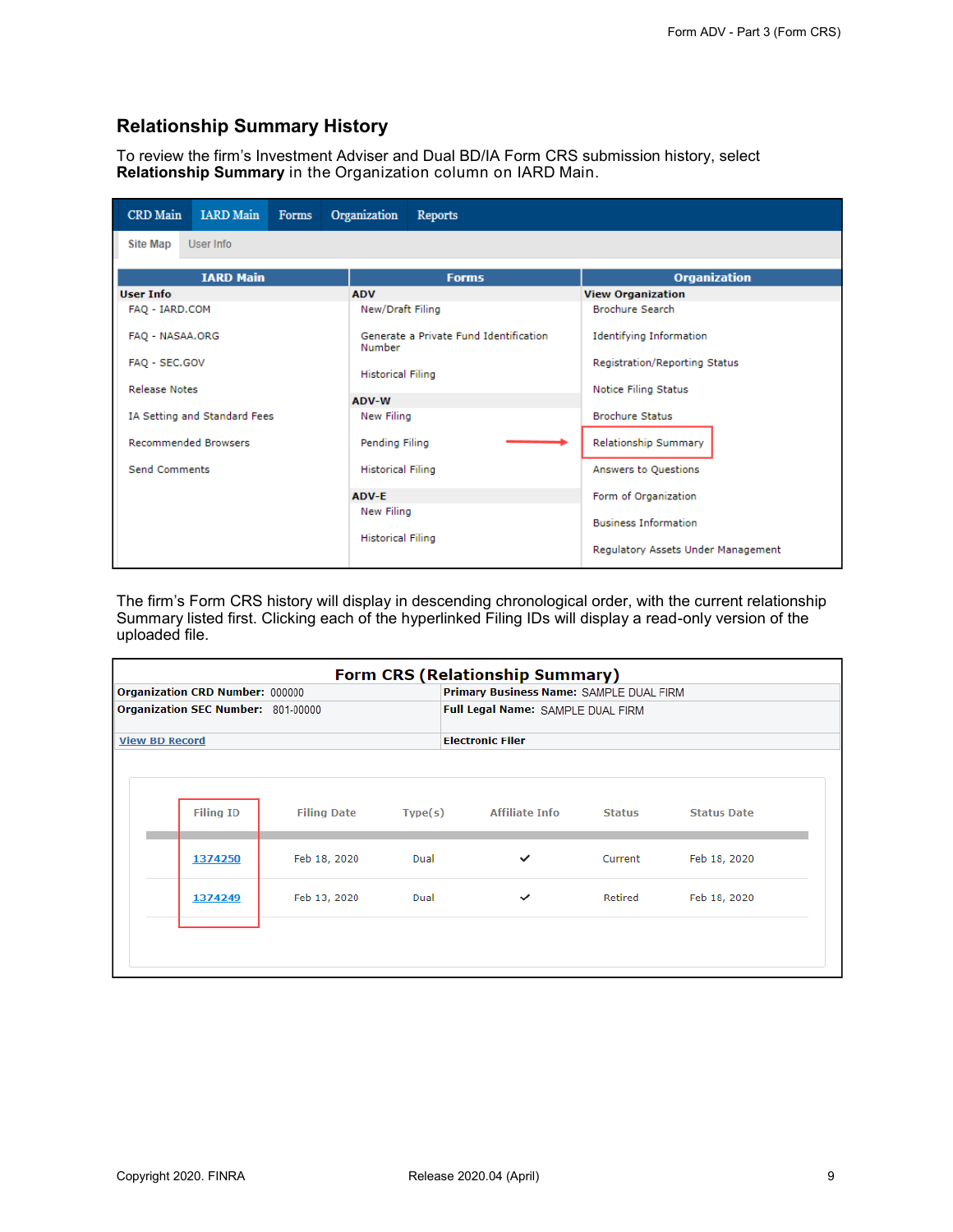## Relationship Summary History

To review the firm's Investment Adviser and Dual BD/IA Form CRS submission history, select **Relationship Summary** in the Organization column on IARD Main.

CRD Main | IARD Main | Forms | Organization | Reports

Site Map | User Info

| IARD Main | Forms | Organization |
|---|---|---|
| **User Info** | **ADV** | **View Organization** |
| FAQ - IARD.COM | New/Draft Filing | Brochure Search |
| FAQ - NASAA.ORG | Generate a Private Fund Identification Number | Identifying Information |
| FAQ - SEC.GOV | Historical Filing | Registration/Reporting Status |
| Release Notes | **ADV-W** | Notice Filing Status |
| IA Setting and Standard Fees | New Filing | Brochure Status |
| Recommended Browsers | Pending Filing | Relationship Summary |
| Send Comments | Historical Filing | Answers to Questions |
| | **ADV-E** | Form of Organization |
| | New Filing | Business Information |
| | Historical Filing | Regulatory Assets Under Management |

The firm's Form CRS history will display in descending chronological order, with the current relationship Summary listed first. Clicking each of the hyperlinked Filing IDs will display a read-only version of the uploaded file.

**Form CRS (Relationship Summary)**

| | |
|---|---|
| **Organization CRD Number:** 000000 | **Primary Business Name:** SAMPLE DUAL FIRM |
| **Organization SEC Number:** 801-00000 | **Full Legal Name:** SAMPLE DUAL FIRM |
| View BD Record | **Electronic Filer** |

| Filing ID | Filing Date | Type(s) | Affiliate Info | Status | Status Date |
|---|---|---|---|---|---|
| 1374250 | Feb 18, 2020 | Dual | ✓ | Current | Feb 18, 2020 |
| 1374249 | Feb 13, 2020 | Dual | ✓ | Retired | Feb 18, 2020 |